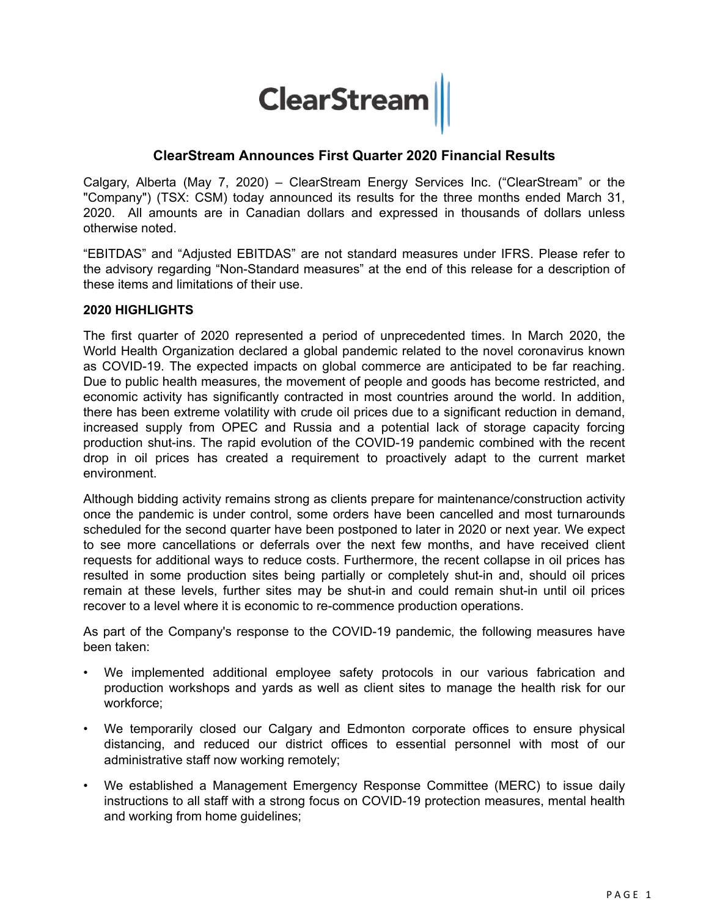# ClearStream Announces First Quarter 2020 Financial Results

Calgary, Alberta (May 7, 2020) – ClearStream Energy Services Inc. ("ClearStream" or the "Company") (TSX: CSM) today announced its results for the three months ended March 31, 2020. All amounts are in Canadian dollars and expressed in thousands of dollars unless otherwise noted.

"EBITDAS" and "Adjusted EBITDAS" are not standard measures under IFRS. Please refer to the advisory regarding "Non-Standard measures" at the end of this release for a description of these items and limitations of their use.

**2020 HIGHLIGHTS**

The first quarter of 2020 represented a period of unprecedented times. In March 2020, the World Health Organization declared a global pandemic related to the novel coronavirus known as COVID-19. The expected impacts on global commerce are anticipated to be far reaching. Due to public health measures, the movement of people and goods has become restricted, and economic activity has significantly contracted in most countries around the world. In addition, there has been extreme volatility with crude oil prices due to a significant reduction in demand, increased supply from OPEC and Russia and a potential lack of storage capacity forcing production shut-ins. The rapid evolution of the COVID-19 pandemic combined with the recent drop in oil prices has created a requirement to proactively adapt to the current market environment.

Although bidding activity remains strong as clients prepare for maintenance/construction activity once the pandemic is under control, some orders have been cancelled and most turnarounds scheduled for the second quarter have been postponed to later in 2020 or next year. We expect to see more cancellations or deferrals over the next few months, and have received client requests for additional ways to reduce costs. Furthermore, the recent collapse in oil prices has resulted in some production sites being partially or completely shut-in and, should oil prices remain at these levels, further sites may be shut-in and could remain shut-in until oil prices recover to a level where it is economic to re-commence production operations.

As part of the Company's response to the COVID-19 pandemic, the following measures have been taken:

- We implemented additional employee safety protocols in our various fabrication and production workshops and yards as well as client sites to manage the health risk for our workforce;
- We temporarily closed our Calgary and Edmonton corporate offices to ensure physical distancing, and reduced our district offices to essential personnel with most of our administrative staff now working remotely;
- We established a Management Emergency Response Committee (MERC) to issue daily instructions to all staff with a strong focus on COVID-19 protection measures, mental health and working from home guidelines;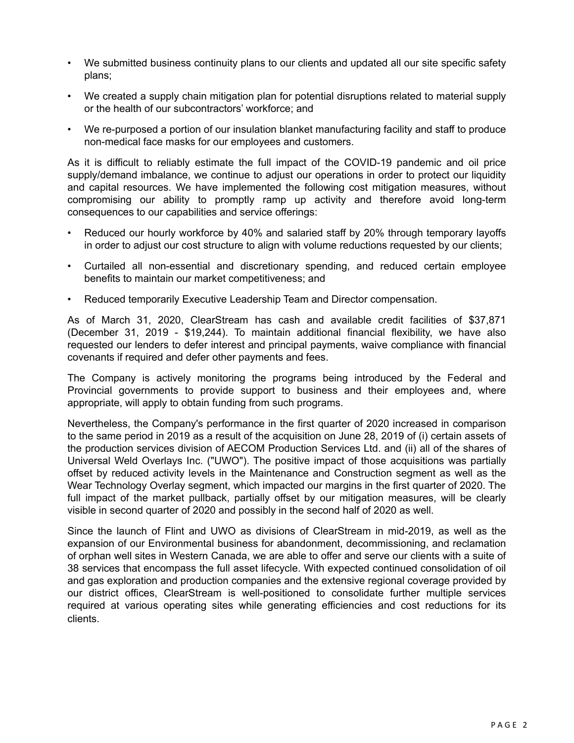- We submitted business continuity plans to our clients and updated all our site specific safety plans;
- We created a supply chain mitigation plan for potential disruptions related to material supply or the health of our subcontractors' workforce; and
- We re-purposed a portion of our insulation blanket manufacturing facility and staff to produce non-medical face masks for our employees and customers.

As it is difficult to reliably estimate the full impact of the COVID-19 pandemic and oil price supply/demand imbalance, we continue to adjust our operations in order to protect our liquidity and capital resources. We have implemented the following cost mitigation measures, without compromising our ability to promptly ramp up activity and therefore avoid long-term consequences to our capabilities and service offerings:

- Reduced our hourly workforce by 40% and salaried staff by 20% through temporary layoffs in order to adjust our cost structure to align with volume reductions requested by our clients;
- Curtailed all non-essential and discretionary spending, and reduced certain employee benefits to maintain our market competitiveness; and
- Reduced temporarily Executive Leadership Team and Director compensation.

As of March 31, 2020, ClearStream has cash and available credit facilities of $37,871 (December 31, 2019 - $19,244). To maintain additional financial flexibility, we have also requested our lenders to defer interest and principal payments, waive compliance with financial covenants if required and defer other payments and fees.

The Company is actively monitoring the programs being introduced by the Federal and Provincial governments to provide support to business and their employees and, where appropriate, will apply to obtain funding from such programs.

Nevertheless, the Company's performance in the first quarter of 2020 increased in comparison to the same period in 2019 as a result of the acquisition on June 28, 2019 of (i) certain assets of the production services division of AECOM Production Services Ltd. and (ii) all of the shares of Universal Weld Overlays Inc. ("UWO"). The positive impact of those acquisitions was partially offset by reduced activity levels in the Maintenance and Construction segment as well as the Wear Technology Overlay segment, which impacted our margins in the first quarter of 2020. The full impact of the market pullback, partially offset by our mitigation measures, will be clearly visible in second quarter of 2020 and possibly in the second half of 2020 as well.

Since the launch of Flint and UWO as divisions of ClearStream in mid-2019, as well as the expansion of our Environmental business for abandonment, decommissioning, and reclamation of orphan well sites in Western Canada, we are able to offer and serve our clients with a suite of 38 services that encompass the full asset lifecycle. With expected continued consolidation of oil and gas exploration and production companies and the extensive regional coverage provided by our district offices, ClearStream is well-positioned to consolidate further multiple services required at various operating sites while generating efficiencies and cost reductions for its clients.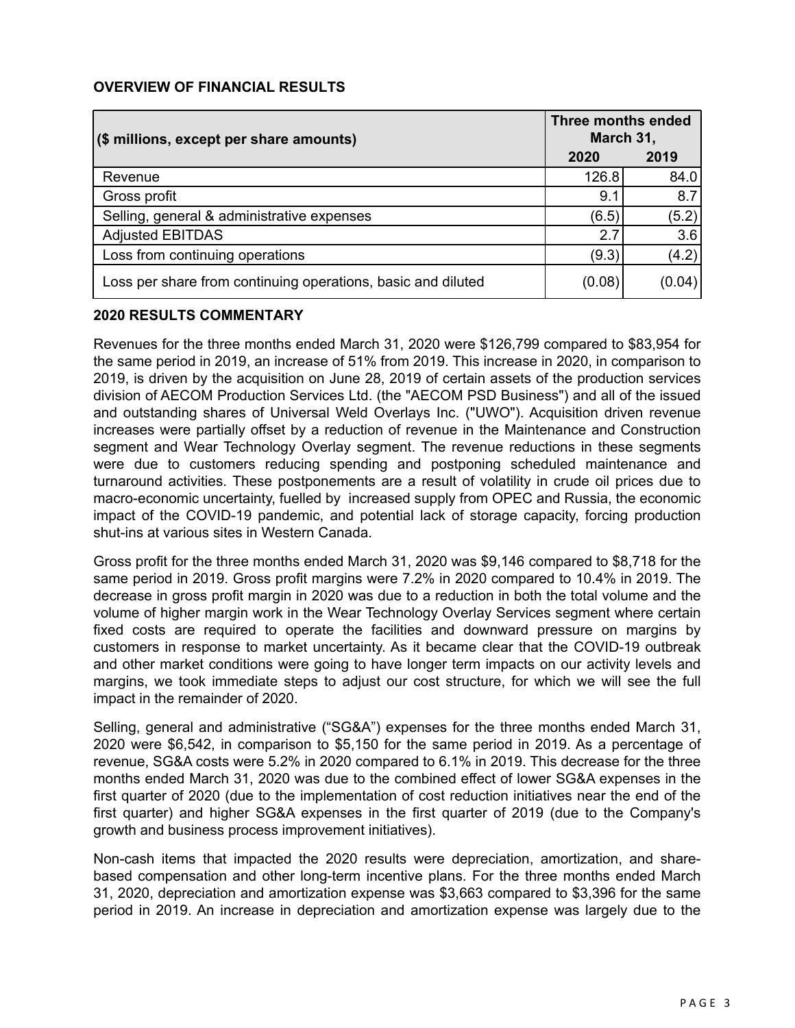## OVERVIEW OF FINANCIAL RESULTS

| ($ millions, except per share amounts) | Three months ended March 31, | |
|---|---|---|
| | 2020 | 2019 |
| Revenue | 126.8 | 84.0 |
| Gross profit | 9.1 | 8.7 |
| Selling, general & administrative expenses | (6.5) | (5.2) |
| Adjusted EBITDAS | 2.7 | 3.6 |
| Loss from continuing operations | (9.3) | (4.2) |
| Loss per share from continuing operations, basic and diluted | (0.08) | (0.04) |

## 2020 RESULTS COMMENTARY

Revenues for the three months ended March 31, 2020 were $126,799 compared to $83,954 for the same period in 2019, an increase of 51% from 2019. This increase in 2020, in comparison to 2019, is driven by the acquisition on June 28, 2019 of certain assets of the production services division of AECOM Production Services Ltd. (the "AECOM PSD Business") and all of the issued and outstanding shares of Universal Weld Overlays Inc. ("UWO"). Acquisition driven revenue increases were partially offset by a reduction of revenue in the Maintenance and Construction segment and Wear Technology Overlay segment. The revenue reductions in these segments were due to customers reducing spending and postponing scheduled maintenance and turnaround activities. These postponements are a result of volatility in crude oil prices due to macro-economic uncertainty, fuelled by increased supply from OPEC and Russia, the economic impact of the COVID-19 pandemic, and potential lack of storage capacity, forcing production shut-ins at various sites in Western Canada.

Gross profit for the three months ended March 31, 2020 was $9,146 compared to $8,718 for the same period in 2019. Gross profit margins were 7.2% in 2020 compared to 10.4% in 2019. The decrease in gross profit margin in 2020 was due to a reduction in both the total volume and the volume of higher margin work in the Wear Technology Overlay Services segment where certain fixed costs are required to operate the facilities and downward pressure on margins by customers in response to market uncertainty. As it became clear that the COVID-19 outbreak and other market conditions were going to have longer term impacts on our activity levels and margins, we took immediate steps to adjust our cost structure, for which we will see the full impact in the remainder of 2020.

Selling, general and administrative ("SG&A") expenses for the three months ended March 31, 2020 were $6,542, in comparison to $5,150 for the same period in 2019. As a percentage of revenue, SG&A costs were 5.2% in 2020 compared to 6.1% in 2019. This decrease for the three months ended March 31, 2020 was due to the combined effect of lower SG&A expenses in the first quarter of 2020 (due to the implementation of cost reduction initiatives near the end of the first quarter) and higher SG&A expenses in the first quarter of 2019 (due to the Company's growth and business process improvement initiatives).

Non-cash items that impacted the 2020 results were depreciation, amortization, and share-based compensation and other long-term incentive plans. For the three months ended March 31, 2020, depreciation and amortization expense was $3,663 compared to $3,396 for the same period in 2019. An increase in depreciation and amortization expense was largely due to the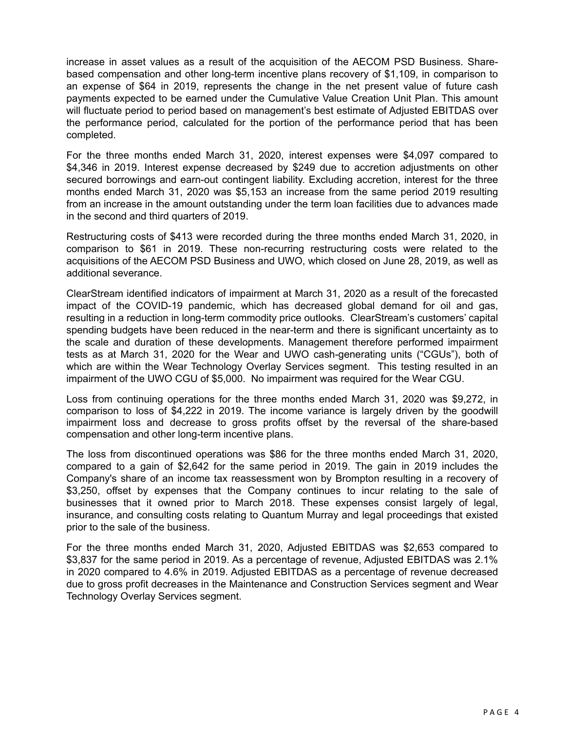increase in asset values as a result of the acquisition of the AECOM PSD Business. Share-based compensation and other long-term incentive plans recovery of $1,109, in comparison to an expense of $64 in 2019, represents the change in the net present value of future cash payments expected to be earned under the Cumulative Value Creation Unit Plan. This amount will fluctuate period to period based on management's best estimate of Adjusted EBITDAS over the performance period, calculated for the portion of the performance period that has been completed.

For the three months ended March 31, 2020, interest expenses were $4,097 compared to $4,346 in 2019. Interest expense decreased by $249 due to accretion adjustments on other secured borrowings and earn-out contingent liability. Excluding accretion, interest for the three months ended March 31, 2020 was $5,153 an increase from the same period 2019 resulting from an increase in the amount outstanding under the term loan facilities due to advances made in the second and third quarters of 2019.

Restructuring costs of $413 were recorded during the three months ended March 31, 2020, in comparison to $61 in 2019. These non-recurring restructuring costs were related to the acquisitions of the AECOM PSD Business and UWO, which closed on June 28, 2019, as well as additional severance.

ClearStream identified indicators of impairment at March 31, 2020 as a result of the forecasted impact of the COVID-19 pandemic, which has decreased global demand for oil and gas, resulting in a reduction in long-term commodity price outlooks. ClearStream's customers' capital spending budgets have been reduced in the near-term and there is significant uncertainty as to the scale and duration of these developments. Management therefore performed impairment tests as at March 31, 2020 for the Wear and UWO cash-generating units ("CGUs"), both of which are within the Wear Technology Overlay Services segment. This testing resulted in an impairment of the UWO CGU of $5,000. No impairment was required for the Wear CGU.

Loss from continuing operations for the three months ended March 31, 2020 was $9,272, in comparison to loss of $4,222 in 2019. The income variance is largely driven by the goodwill impairment loss and decrease to gross profits offset by the reversal of the share-based compensation and other long-term incentive plans.

The loss from discontinued operations was $86 for the three months ended March 31, 2020, compared to a gain of $2,642 for the same period in 2019. The gain in 2019 includes the Company's share of an income tax reassessment won by Brompton resulting in a recovery of $3,250, offset by expenses that the Company continues to incur relating to the sale of businesses that it owned prior to March 2018. These expenses consist largely of legal, insurance, and consulting costs relating to Quantum Murray and legal proceedings that existed prior to the sale of the business.

For the three months ended March 31, 2020, Adjusted EBITDAS was $2,653 compared to $3,837 for the same period in 2019. As a percentage of revenue, Adjusted EBITDAS was 2.1% in 2020 compared to 4.6% in 2019. Adjusted EBITDAS as a percentage of revenue decreased due to gross profit decreases in the Maintenance and Construction Services segment and Wear Technology Overlay Services segment.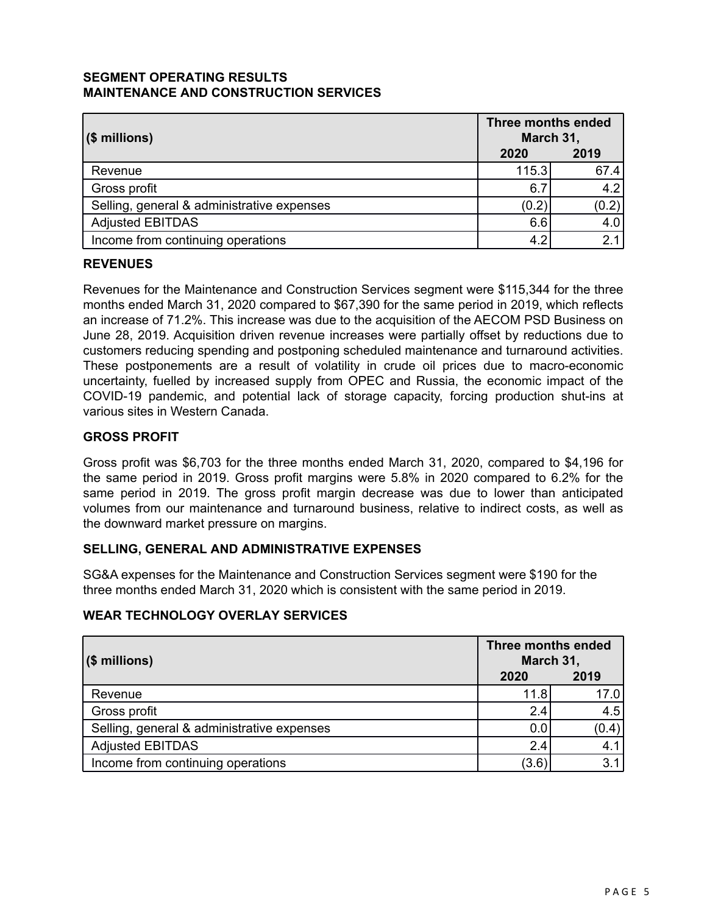## SEGMENT OPERATING RESULTS
## MAINTENANCE AND CONSTRUCTION SERVICES

| ($ millions) | Three months ended March 31, | |
|---|---|---|
| | 2020 | 2019 |
| Revenue | 115.3 | 67.4 |
| Gross profit | 6.7 | 4.2 |
| Selling, general & administrative expenses | (0.2) | (0.2) |
| Adjusted EBITDAS | 6.6 | 4.0 |
| Income from continuing operations | 4.2 | 2.1 |

### REVENUES

Revenues for the Maintenance and Construction Services segment were $115,344 for the three months ended March 31, 2020 compared to $67,390 for the same period in 2019, which reflects an increase of 71.2%. This increase was due to the acquisition of the AECOM PSD Business on June 28, 2019. Acquisition driven revenue increases were partially offset by reductions due to customers reducing spending and postponing scheduled maintenance and turnaround activities. These postponements are a result of volatility in crude oil prices due to macro-economic uncertainty, fuelled by increased supply from OPEC and Russia, the economic impact of the COVID-19 pandemic, and potential lack of storage capacity, forcing production shut-ins at various sites in Western Canada.

### GROSS PROFIT

Gross profit was $6,703 for the three months ended March 31, 2020, compared to $4,196 for the same period in 2019. Gross profit margins were 5.8% in 2020 compared to 6.2% for the same period in 2019. The gross profit margin decrease was due to lower than anticipated volumes from our maintenance and turnaround business, relative to indirect costs, as well as the downward market pressure on margins.

### SELLING, GENERAL AND ADMINISTRATIVE EXPENSES

SG&A expenses for the Maintenance and Construction Services segment were $190 for the three months ended March 31, 2020 which is consistent with the same period in 2019.

## WEAR TECHNOLOGY OVERLAY SERVICES

| ($ millions) | Three months ended March 31, | |
|---|---|---|
| | 2020 | 2019 |
| Revenue | 11.8 | 17.0 |
| Gross profit | 2.4 | 4.5 |
| Selling, general & administrative expenses | 0.0 | (0.4) |
| Adjusted EBITDAS | 2.4 | 4.1 |
| Income from continuing operations | (3.6) | 3.1 |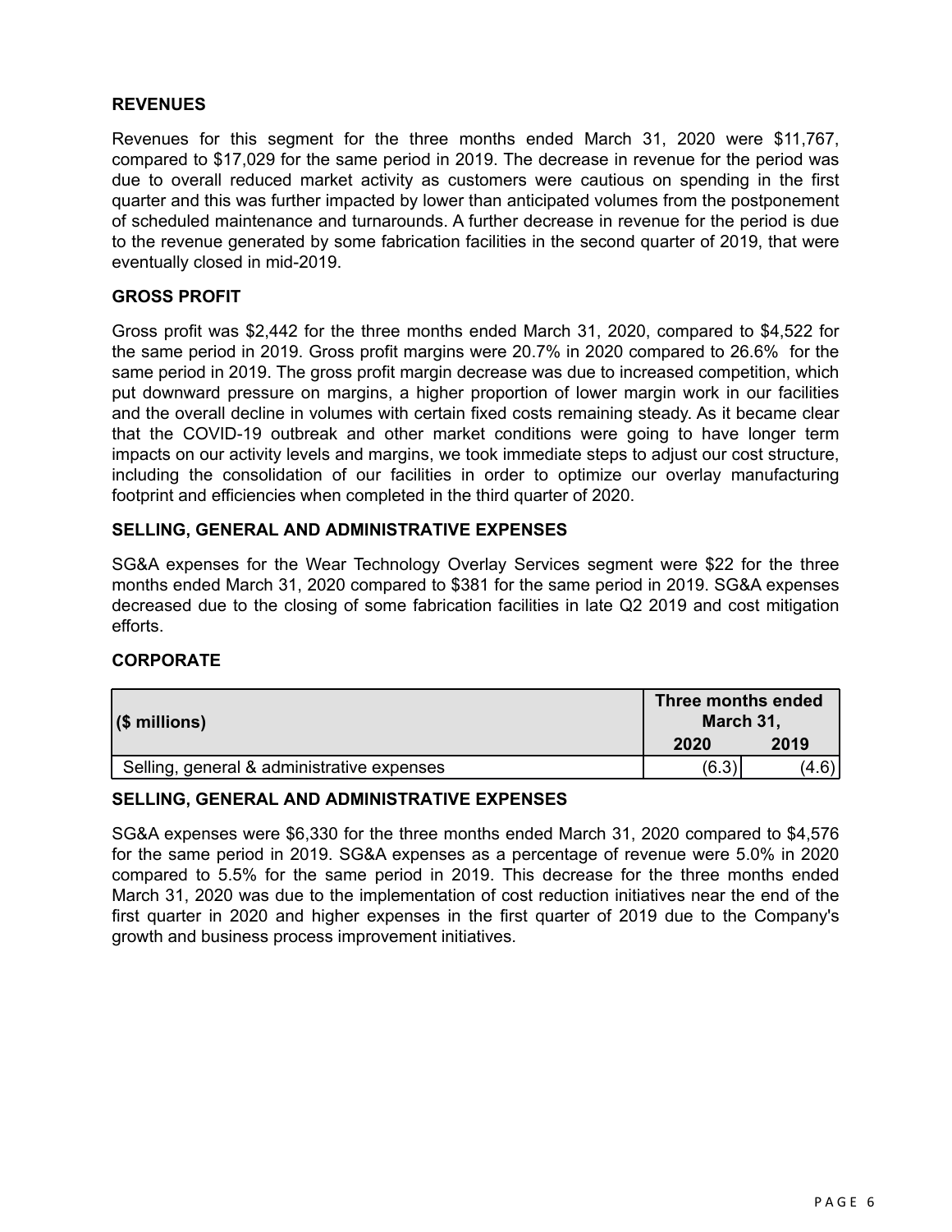### REVENUES

Revenues for this segment for the three months ended March 31, 2020 were $11,767, compared to $17,029 for the same period in 2019. The decrease in revenue for the period was due to overall reduced market activity as customers were cautious on spending in the first quarter and this was further impacted by lower than anticipated volumes from the postponement of scheduled maintenance and turnarounds. A further decrease in revenue for the period is due to the revenue generated by some fabrication facilities in the second quarter of 2019, that were eventually closed in mid-2019.

### GROSS PROFIT

Gross profit was $2,442 for the three months ended March 31, 2020, compared to $4,522 for the same period in 2019. Gross profit margins were 20.7% in 2020 compared to 26.6% for the same period in 2019. The gross profit margin decrease was due to increased competition, which put downward pressure on margins, a higher proportion of lower margin work in our facilities and the overall decline in volumes with certain fixed costs remaining steady. As it became clear that the COVID-19 outbreak and other market conditions were going to have longer term impacts on our activity levels and margins, we took immediate steps to adjust our cost structure, including the consolidation of our facilities in order to optimize our overlay manufacturing footprint and efficiencies when completed in the third quarter of 2020.

### SELLING, GENERAL AND ADMINISTRATIVE EXPENSES

SG&A expenses for the Wear Technology Overlay Services segment were $22 for the three months ended March 31, 2020 compared to $381 for the same period in 2019. SG&A expenses decreased due to the closing of some fabrication facilities in late Q2 2019 and cost mitigation efforts.

### CORPORATE

| ($ millions) | Three months ended March 31, | |
|---|---|---|
| | 2020 | 2019 |
| Selling, general & administrative expenses | (6.3) | (4.6) |

### SELLING, GENERAL AND ADMINISTRATIVE EXPENSES

SG&A expenses were $6,330 for the three months ended March 31, 2020 compared to $4,576 for the same period in 2019. SG&A expenses as a percentage of revenue were 5.0% in 2020 compared to 5.5% for the same period in 2019. This decrease for the three months ended March 31, 2020 was due to the implementation of cost reduction initiatives near the end of the first quarter in 2020 and higher expenses in the first quarter of 2019 due to the Company's growth and business process improvement initiatives.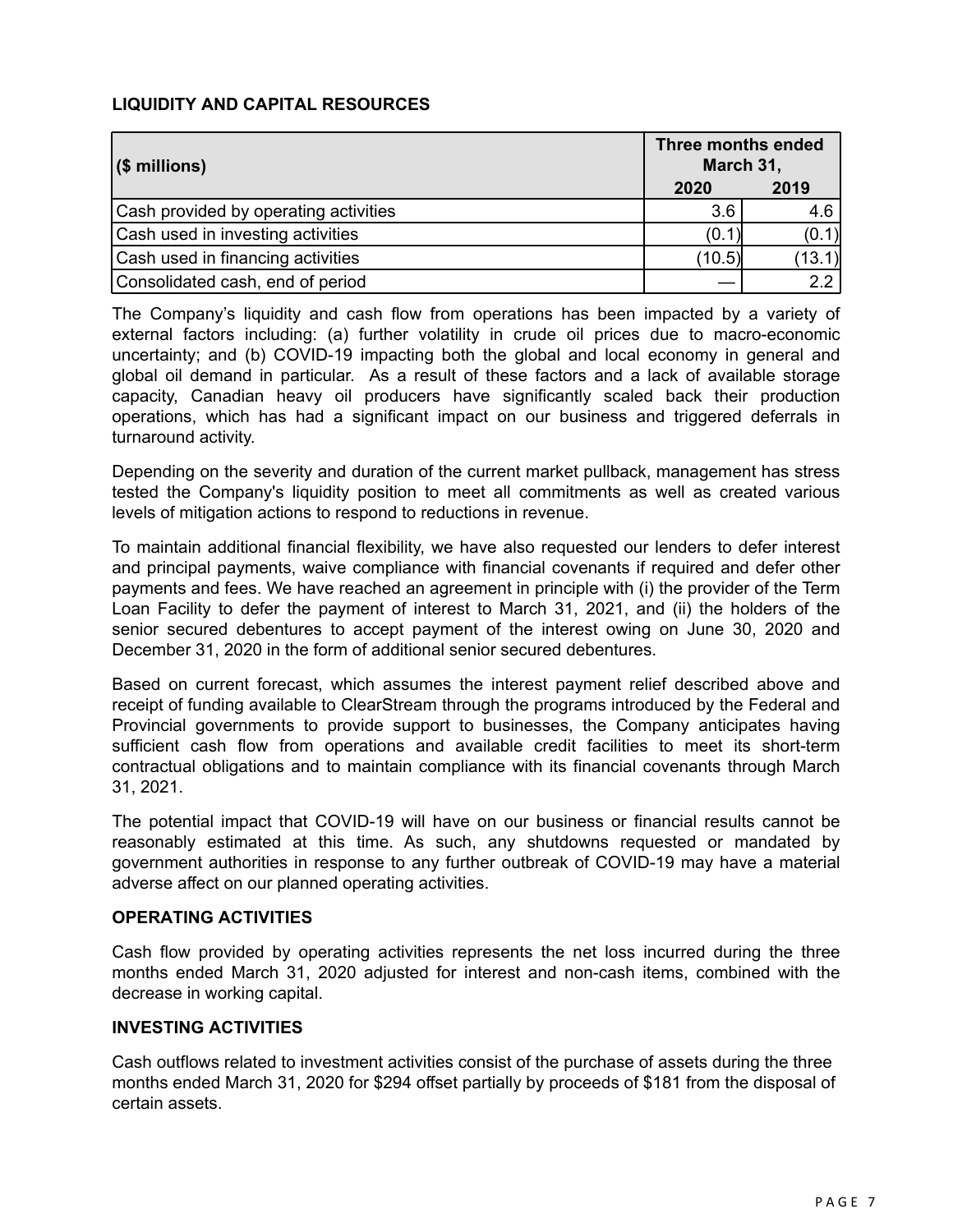## LIQUIDITY AND CAPITAL RESOURCES

| ($ millions) | Three months ended March 31, | |
|---|---|---|
| | 2020 | 2019 |
| Cash provided by operating activities | 3.6 | 4.6 |
| Cash used in investing activities | (0.1) | (0.1) |
| Cash used in financing activities | (10.5) | (13.1) |
| Consolidated cash, end of period | — | 2.2 |

The Company's liquidity and cash flow from operations has been impacted by a variety of external factors including: (a) further volatility in crude oil prices due to macro-economic uncertainty; and (b) COVID-19 impacting both the global and local economy in general and global oil demand in particular. As a result of these factors and a lack of available storage capacity, Canadian heavy oil producers have significantly scaled back their production operations, which has had a significant impact on our business and triggered deferrals in turnaround activity.

Depending on the severity and duration of the current market pullback, management has stress tested the Company's liquidity position to meet all commitments as well as created various levels of mitigation actions to respond to reductions in revenue.

To maintain additional financial flexibility, we have also requested our lenders to defer interest and principal payments, waive compliance with financial covenants if required and defer other payments and fees. We have reached an agreement in principle with (i) the provider of the Term Loan Facility to defer the payment of interest to March 31, 2021, and (ii) the holders of the senior secured debentures to accept payment of the interest owing on June 30, 2020 and December 31, 2020 in the form of additional senior secured debentures.

Based on current forecast, which assumes the interest payment relief described above and receipt of funding available to ClearStream through the programs introduced by the Federal and Provincial governments to provide support to businesses, the Company anticipates having sufficient cash flow from operations and available credit facilities to meet its short-term contractual obligations and to maintain compliance with its financial covenants through March 31, 2021.

The potential impact that COVID-19 will have on our business or financial results cannot be reasonably estimated at this time. As such, any shutdowns requested or mandated by government authorities in response to any further outbreak of COVID-19 may have a material adverse affect on our planned operating activities.

## OPERATING ACTIVITIES

Cash flow provided by operating activities represents the net loss incurred during the three months ended March 31, 2020 adjusted for interest and non-cash items, combined with the decrease in working capital.

## INVESTING ACTIVITIES

Cash outflows related to investment activities consist of the purchase of assets during the three months ended March 31, 2020 for $294 offset partially by proceeds of $181 from the disposal of certain assets.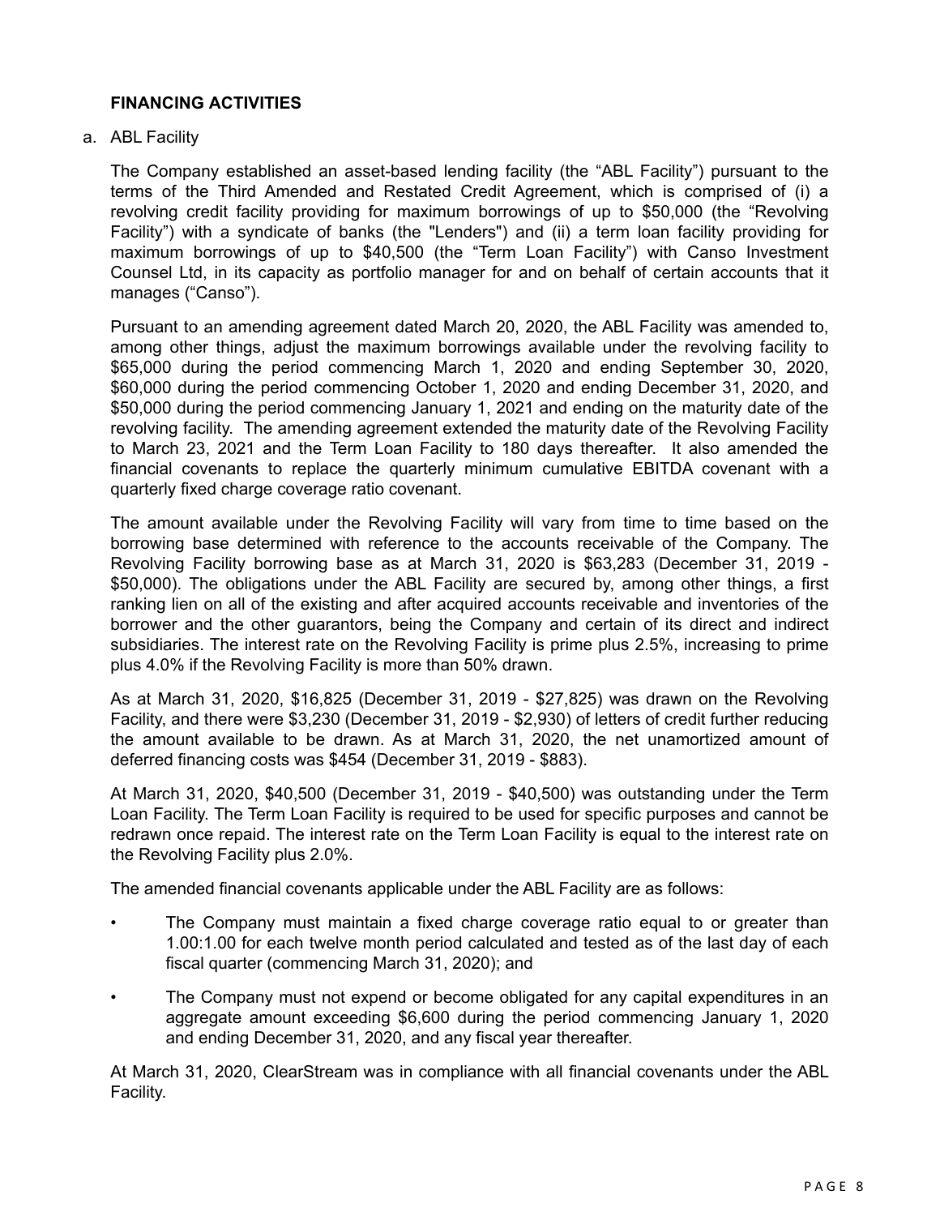## FINANCING ACTIVITIES

a. ABL Facility

The Company established an asset-based lending facility (the "ABL Facility") pursuant to the terms of the Third Amended and Restated Credit Agreement, which is comprised of (i) a revolving credit facility providing for maximum borrowings of up to $50,000 (the "Revolving Facility") with a syndicate of banks (the "Lenders") and (ii) a term loan facility providing for maximum borrowings of up to $40,500 (the "Term Loan Facility") with Canso Investment Counsel Ltd, in its capacity as portfolio manager for and on behalf of certain accounts that it manages ("Canso").

Pursuant to an amending agreement dated March 20, 2020, the ABL Facility was amended to, among other things, adjust the maximum borrowings available under the revolving facility to $65,000 during the period commencing March 1, 2020 and ending September 30, 2020, $60,000 during the period commencing October 1, 2020 and ending December 31, 2020, and $50,000 during the period commencing January 1, 2021 and ending on the maturity date of the revolving facility. The amending agreement extended the maturity date of the Revolving Facility to March 23, 2021 and the Term Loan Facility to 180 days thereafter. It also amended the financial covenants to replace the quarterly minimum cumulative EBITDA covenant with a quarterly fixed charge coverage ratio covenant.

The amount available under the Revolving Facility will vary from time to time based on the borrowing base determined with reference to the accounts receivable of the Company. The Revolving Facility borrowing base as at March 31, 2020 is $63,283 (December 31, 2019 - $50,000). The obligations under the ABL Facility are secured by, among other things, a first ranking lien on all of the existing and after acquired accounts receivable and inventories of the borrower and the other guarantors, being the Company and certain of its direct and indirect subsidiaries. The interest rate on the Revolving Facility is prime plus 2.5%, increasing to prime plus 4.0% if the Revolving Facility is more than 50% drawn.

As at March 31, 2020, $16,825 (December 31, 2019 - $27,825) was drawn on the Revolving Facility, and there were $3,230 (December 31, 2019 - $2,930) of letters of credit further reducing the amount available to be drawn. As at March 31, 2020, the net unamortized amount of deferred financing costs was $454 (December 31, 2019 - $883).

At March 31, 2020, $40,500 (December 31, 2019 - $40,500) was outstanding under the Term Loan Facility. The Term Loan Facility is required to be used for specific purposes and cannot be redrawn once repaid. The interest rate on the Term Loan Facility is equal to the interest rate on the Revolving Facility plus 2.0%.

The amended financial covenants applicable under the ABL Facility are as follows:

- The Company must maintain a fixed charge coverage ratio equal to or greater than 1.00:1.00 for each twelve month period calculated and tested as of the last day of each fiscal quarter (commencing March 31, 2020); and
- The Company must not expend or become obligated for any capital expenditures in an aggregate amount exceeding $6,600 during the period commencing January 1, 2020 and ending December 31, 2020, and any fiscal year thereafter.

At March 31, 2020, ClearStream was in compliance with all financial covenants under the ABL Facility.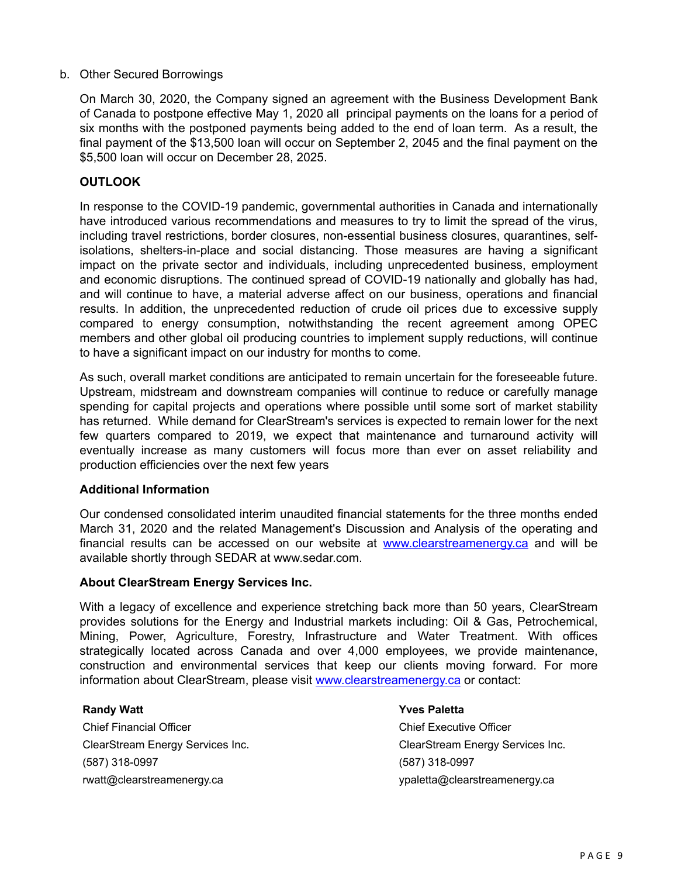b. Other Secured Borrowings

On March 30, 2020, the Company signed an agreement with the Business Development Bank of Canada to postpone effective May 1, 2020 all principal payments on the loans for a period of six months with the postponed payments being added to the end of loan term. As a result, the final payment of the $13,500 loan will occur on September 2, 2045 and the final payment on the $5,500 loan will occur on December 28, 2025.

**OUTLOOK**

In response to the COVID-19 pandemic, governmental authorities in Canada and internationally have introduced various recommendations and measures to try to limit the spread of the virus, including travel restrictions, border closures, non-essential business closures, quarantines, self-isolations, shelters-in-place and social distancing. Those measures are having a significant impact on the private sector and individuals, including unprecedented business, employment and economic disruptions. The continued spread of COVID-19 nationally and globally has had, and will continue to have, a material adverse affect on our business, operations and financial results. In addition, the unprecedented reduction of crude oil prices due to excessive supply compared to energy consumption, notwithstanding the recent agreement among OPEC members and other global oil producing countries to implement supply reductions, will continue to have a significant impact on our industry for months to come.

As such, overall market conditions are anticipated to remain uncertain for the foreseeable future. Upstream, midstream and downstream companies will continue to reduce or carefully manage spending for capital projects and operations where possible until some sort of market stability has returned. While demand for ClearStream's services is expected to remain lower for the next few quarters compared to 2019, we expect that maintenance and turnaround activity will eventually increase as many customers will focus more than ever on asset reliability and production efficiencies over the next few years

**Additional Information**

Our condensed consolidated interim unaudited financial statements for the three months ended March 31, 2020 and the related Management's Discussion and Analysis of the operating and financial results can be accessed on our website at www.clearstreamenergy.ca and will be available shortly through SEDAR at www.sedar.com.

**About ClearStream Energy Services Inc.**

With a legacy of excellence and experience stretching back more than 50 years, ClearStream provides solutions for the Energy and Industrial markets including: Oil & Gas, Petrochemical, Mining, Power, Agriculture, Forestry, Infrastructure and Water Treatment. With offices strategically located across Canada and over 4,000 employees, we provide maintenance, construction and environmental services that keep our clients moving forward. For more information about ClearStream, please visit www.clearstreamenergy.ca or contact:

**Randy Watt**
Chief Financial Officer
ClearStream Energy Services Inc.
(587) 318-0997
rwatt@clearstreamenergy.ca

**Yves Paletta**
Chief Executive Officer
ClearStream Energy Services Inc.
(587) 318-0997
ypaletta@clearstreamenergy.ca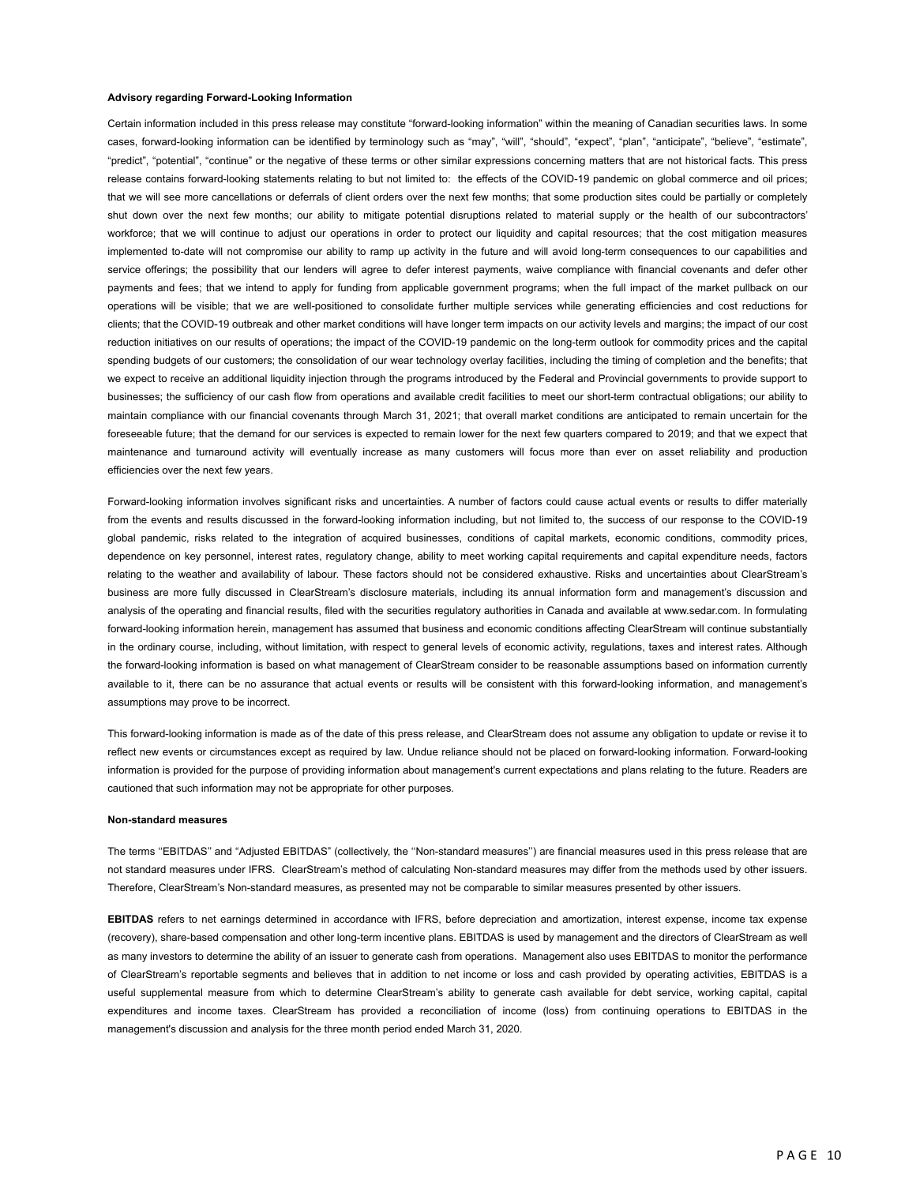**Advisory regarding Forward-Looking Information**

Certain information included in this press release may constitute "forward-looking information" within the meaning of Canadian securities laws. In some cases, forward-looking information can be identified by terminology such as "may", "will", "should", "expect", "plan", "anticipate", "believe", "estimate", "predict", "potential", "continue" or the negative of these terms or other similar expressions concerning matters that are not historical facts. This press release contains forward-looking statements relating to but not limited to: the effects of the COVID-19 pandemic on global commerce and oil prices; that we will see more cancellations or deferrals of client orders over the next few months; that some production sites could be partially or completely shut down over the next few months; our ability to mitigate potential disruptions related to material supply or the health of our subcontractors' workforce; that we will continue to adjust our operations in order to protect our liquidity and capital resources; that the cost mitigation measures implemented to-date will not compromise our ability to ramp up activity in the future and will avoid long-term consequences to our capabilities and service offerings; the possibility that our lenders will agree to defer interest payments, waive compliance with financial covenants and defer other payments and fees; that we intend to apply for funding from applicable government programs; when the full impact of the market pullback on our operations will be visible; that we are well-positioned to consolidate further multiple services while generating efficiencies and cost reductions for clients; that the COVID-19 outbreak and other market conditions will have longer term impacts on our activity levels and margins; the impact of our cost reduction initiatives on our results of operations; the impact of the COVID-19 pandemic on the long-term outlook for commodity prices and the capital spending budgets of our customers; the consolidation of our wear technology overlay facilities, including the timing of completion and the benefits; that we expect to receive an additional liquidity injection through the programs introduced by the Federal and Provincial governments to provide support to businesses; the sufficiency of our cash flow from operations and available credit facilities to meet our short-term contractual obligations; our ability to maintain compliance with our financial covenants through March 31, 2021; that overall market conditions are anticipated to remain uncertain for the foreseeable future; that the demand for our services is expected to remain lower for the next few quarters compared to 2019; and that we expect that maintenance and turnaround activity will eventually increase as many customers will focus more than ever on asset reliability and production efficiencies over the next few years.

Forward-looking information involves significant risks and uncertainties. A number of factors could cause actual events or results to differ materially from the events and results discussed in the forward-looking information including, but not limited to, the success of our response to the COVID-19 global pandemic, risks related to the integration of acquired businesses, conditions of capital markets, economic conditions, commodity prices, dependence on key personnel, interest rates, regulatory change, ability to meet working capital requirements and capital expenditure needs, factors relating to the weather and availability of labour. These factors should not be considered exhaustive. Risks and uncertainties about ClearStream's business are more fully discussed in ClearStream's disclosure materials, including its annual information form and management's discussion and analysis of the operating and financial results, filed with the securities regulatory authorities in Canada and available at www.sedar.com. In formulating forward-looking information herein, management has assumed that business and economic conditions affecting ClearStream will continue substantially in the ordinary course, including, without limitation, with respect to general levels of economic activity, regulations, taxes and interest rates. Although the forward-looking information is based on what management of ClearStream consider to be reasonable assumptions based on information currently available to it, there can be no assurance that actual events or results will be consistent with this forward-looking information, and management's assumptions may prove to be incorrect.

This forward-looking information is made as of the date of this press release, and ClearStream does not assume any obligation to update or revise it to reflect new events or circumstances except as required by law. Undue reliance should not be placed on forward-looking information. Forward-looking information is provided for the purpose of providing information about management's current expectations and plans relating to the future. Readers are cautioned that such information may not be appropriate for other purposes.

**Non-standard measures**

The terms ''EBITDAS'' and "Adjusted EBITDAS" (collectively, the ''Non-standard measures'') are financial measures used in this press release that are not standard measures under IFRS. ClearStream's method of calculating Non-standard measures may differ from the methods used by other issuers. Therefore, ClearStream's Non-standard measures, as presented may not be comparable to similar measures presented by other issuers.

**EBITDAS** refers to net earnings determined in accordance with IFRS, before depreciation and amortization, interest expense, income tax expense (recovery), share-based compensation and other long-term incentive plans. EBITDAS is used by management and the directors of ClearStream as well as many investors to determine the ability of an issuer to generate cash from operations. Management also uses EBITDAS to monitor the performance of ClearStream's reportable segments and believes that in addition to net income or loss and cash provided by operating activities, EBITDAS is a useful supplemental measure from which to determine ClearStream's ability to generate cash available for debt service, working capital, capital expenditures and income taxes. ClearStream has provided a reconciliation of income (loss) from continuing operations to EBITDAS in the management's discussion and analysis for the three month period ended March 31, 2020.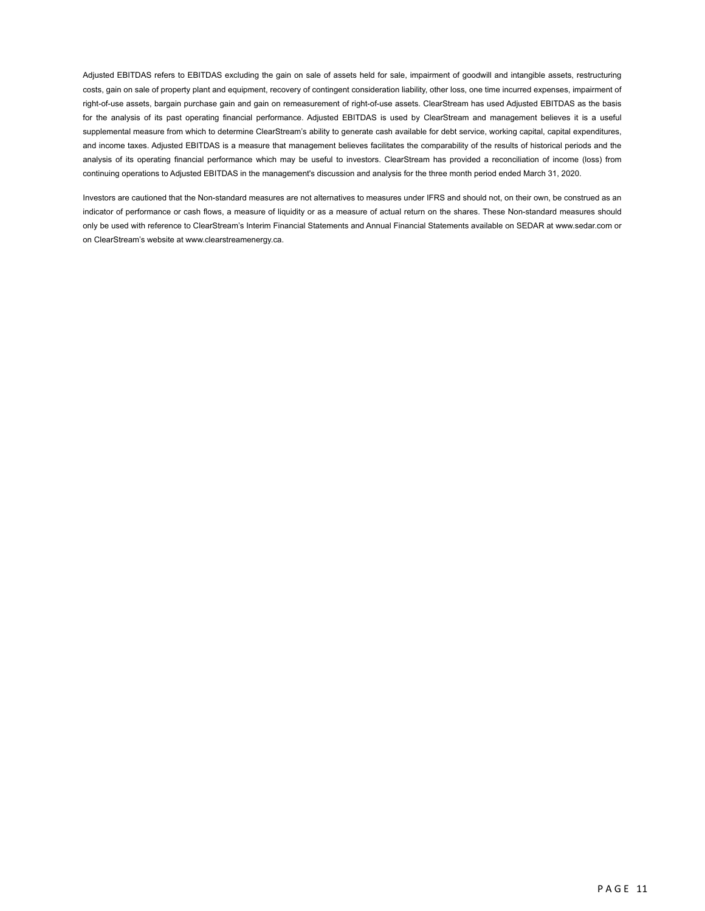Adjusted EBITDAS refers to EBITDAS excluding the gain on sale of assets held for sale, impairment of goodwill and intangible assets, restructuring costs, gain on sale of property plant and equipment, recovery of contingent consideration liability, other loss, one time incurred expenses, impairment of right-of-use assets, bargain purchase gain and gain on remeasurement of right-of-use assets. ClearStream has used Adjusted EBITDAS as the basis for the analysis of its past operating financial performance. Adjusted EBITDAS is used by ClearStream and management believes it is a useful supplemental measure from which to determine ClearStream's ability to generate cash available for debt service, working capital, capital expenditures, and income taxes. Adjusted EBITDAS is a measure that management believes facilitates the comparability of the results of historical periods and the analysis of its operating financial performance which may be useful to investors. ClearStream has provided a reconciliation of income (loss) from continuing operations to Adjusted EBITDAS in the management's discussion and analysis for the three month period ended March 31, 2020.

Investors are cautioned that the Non-standard measures are not alternatives to measures under IFRS and should not, on their own, be construed as an indicator of performance or cash flows, a measure of liquidity or as a measure of actual return on the shares. These Non-standard measures should only be used with reference to ClearStream's Interim Financial Statements and Annual Financial Statements available on SEDAR at www.sedar.com or on ClearStream's website at www.clearstreamenergy.ca.